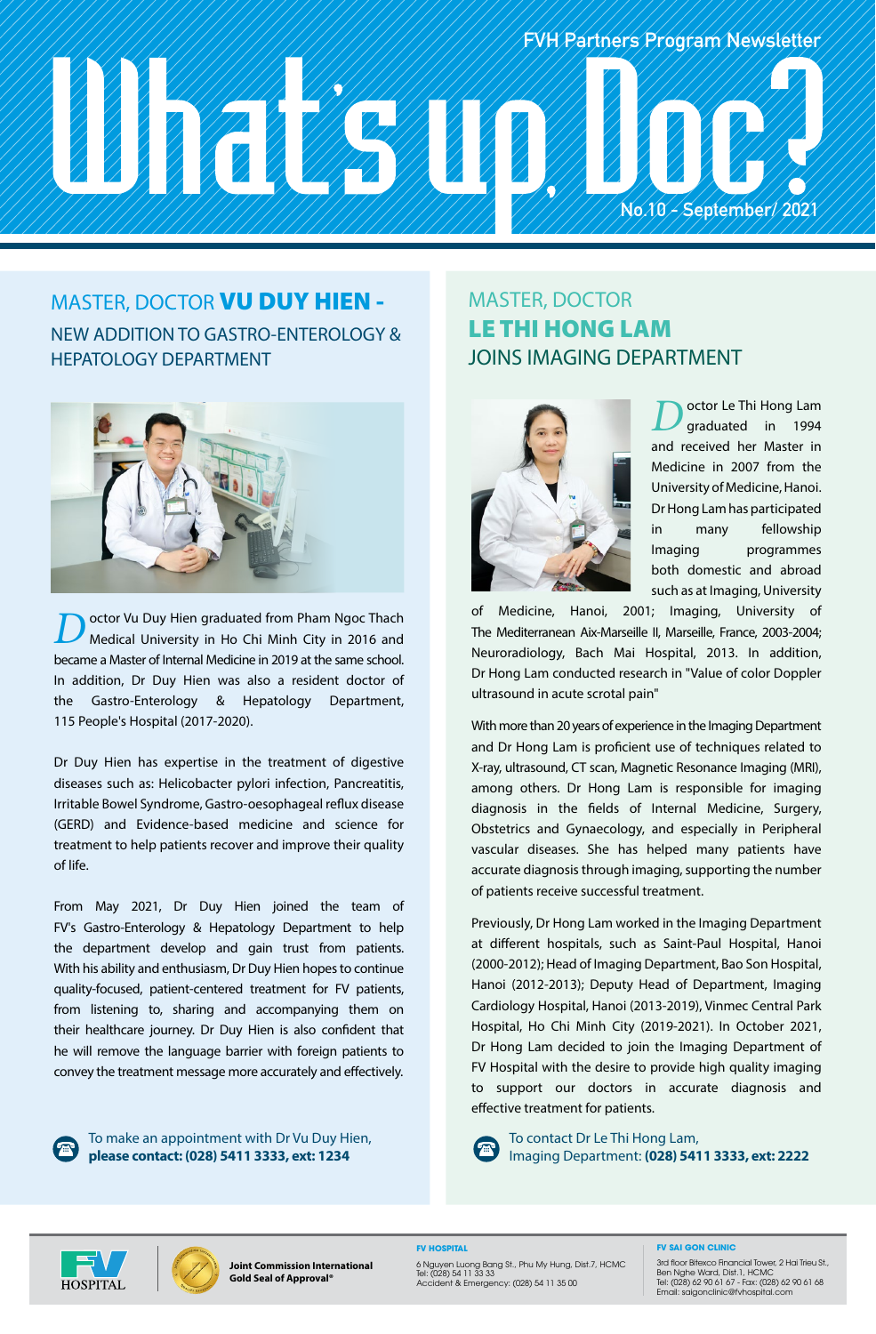FVH Partners Program Newsletter

# What's up, Doc?

No.10 - September/ 2021

## MASTER, DOCTOR **VU DUY HIEN** - NEW ADDITION TO GASTRO-ENTEROLOGY & HEPATOLOGY DEPARTMENT

Doctor Vu Duy Hien graduated from Pham Ngoc Thach Medical University in Ho Chi Minh City in 2016 and became a Master of Internal Medicine in 2019 at the same school. In addition, Dr Duy Hien was also a resident doctor of the Gastro-Enterology & Hepatology Department, 115 People's Hospital (2017-2020).

Dr Duy Hien has expertise in the treatment of digestive diseases such as: Helicobacter pylori infection, Pancreatitis, Irritable Bowel Syndrome, Gastro-oesophageal reflux disease (GERD) and Evidence-based medicine and science for treatment to help patients recover and improve their quality of life.

From May 2021, Dr Duy Hien joined the team of FV's Gastro-Enterology & Hepatology Department to help the department develop and gain trust from patients. With his ability and enthusiasm, Dr Duy Hien hopes to continue quality-focused, patient-centered treatment for FV patients, from listening to, sharing and accompanying them on their healthcare journey. Dr Duy Hien is also confident that he will remove the language barrier with foreign patients to convey the treatment message more accurately and effectively.

To make an appointment with Dr Vu Duy Hien, **please contact: (028) 5411 3333, ext: 1234**

## MASTER, DOCTOR **LE THI HONG LAM** JOINS IMAGING DEPARTMENT

Doctor Le Thi Hong Lam graduated in 1994 and received her Master in Medicine in 2007 from the University of Medicine, Hanoi. Dr Hong Lam has participated in many fellowship Imaging programmes both domestic and abroad such as at Imaging, University of Medicine, Hanoi, 2001; Imaging, University of The Mediterranean Aix-Marseille II, Marseille, France, 2003-2004; Neuroradiology, Bach Mai Hospital, 2013. In addition, Dr Hong Lam conducted research in "Value of color Doppler ultrasound in acute scrotal pain"

With more than 20 years of experience in the Imaging Department and Dr Hong Lam is proficient use of techniques related to X-ray, ultrasound, CT scan, Magnetic Resonance Imaging (MRI), among others. Dr Hong Lam is responsible for imaging diagnosis in the fields of Internal Medicine, Surgery, Obstetrics and Gynaecology, and especially in Peripheral vascular diseases. She has helped many patients have accurate diagnosis through imaging, supporting the number of patients receive successful treatment.

Previously, Dr Hong Lam worked in the Imaging Department at different hospitals, such as Saint-Paul Hospital, Hanoi (2000-2012); Head of Imaging Department, Bao Son Hospital, Hanoi (2012-2013); Deputy Head of Department, Imaging Cardiology Hospital, Hanoi (2013-2019), Vinmec Central Park Hospital, Ho Chi Minh City (2019-2021). In October 2021, Dr Hong Lam decided to join the Imaging Department of FV Hospital with the desire to provide high quality imaging to support our doctors in accurate diagnosis and effective treatment for patients.

To contact Dr Le Thi Hong Lam, Imaging Department: **(028) 5411 3333, ext: 2222**

FV HOSPITAL

Joint Commission International Gold Seal of Approval®

**FV HOSPITAL**
6 Nguyen Luong Bang St., Phu My Hung, Dist.7, HCMC
Tel: (028) 54 11 33 33
Accident & Emergency: (028) 54 11 35 00

**FV SAI GON CLINIC**
3rd floor Bitexco Financial Tower, 2 Hai Trieu St., Ben Nghe Ward, Dist.1, HCMC
Tel: (028) 62 90 61 67 - Fax: (028) 62 90 61 68
Email: saigonclinic@fvhospital.com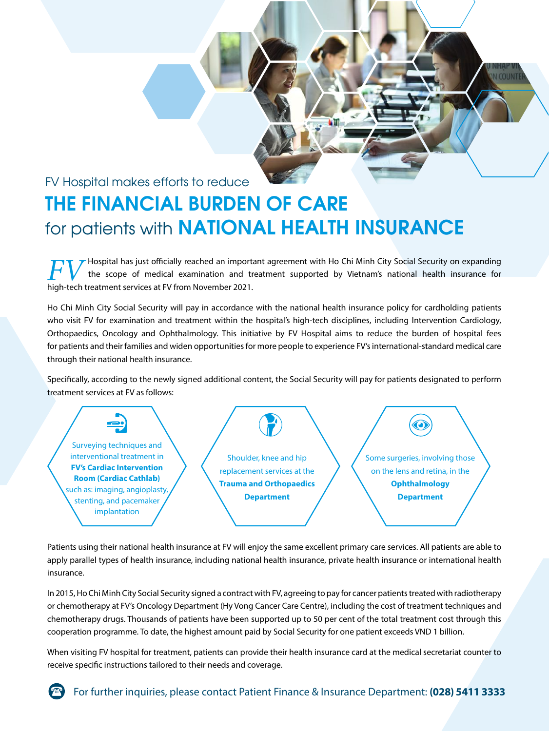FV Hospital makes efforts to reduce

# THE FINANCIAL BURDEN OF CARE for patients with NATIONAL HEALTH INSURANCE

FV Hospital has just officially reached an important agreement with Ho Chi Minh City Social Security on expanding the scope of medical examination and treatment supported by Vietnam's national health insurance for high-tech treatment services at FV from November 2021.

Ho Chi Minh City Social Security will pay in accordance with the national health insurance policy for cardholding patients who visit FV for examination and treatment within the hospital's high-tech disciplines, including Intervention Cardiology, Orthopaedics, Oncology and Ophthalmology. This initiative by FV Hospital aims to reduce the burden of hospital fees for patients and their families and widen opportunities for more people to experience FV's international-standard medical care through their national health insurance.

Specifically, according to the newly signed additional content, the Social Security will pay for patients designated to perform treatment services at FV as follows:

- Surveying techniques and interventional treatment in **FV's Cardiac Intervention Room (Cardiac Cathlab)** such as: imaging, angioplasty, stenting, and pacemaker implantation
- Shoulder, knee and hip replacement services at the **Trauma and Orthopaedics Department**
- Some surgeries, involving those on the lens and retina, in the **Ophthalmology Department**

Patients using their national health insurance at FV will enjoy the same excellent primary care services. All patients are able to apply parallel types of health insurance, including national health insurance, private health insurance or international health insurance.

In 2015, Ho Chi Minh City Social Security signed a contract with FV, agreeing to pay for cancer patients treated with radiotherapy or chemotherapy at FV's Oncology Department (Hy Vong Cancer Care Centre), including the cost of treatment techniques and chemotherapy drugs. Thousands of patients have been supported up to 50 per cent of the total treatment cost through this cooperation programme. To date, the highest amount paid by Social Security for one patient exceeds VND 1 billion.

When visiting FV hospital for treatment, patients can provide their health insurance card at the medical secretariat counter to receive specific instructions tailored to their needs and coverage.

For further inquiries, please contact Patient Finance & Insurance Department: **(028) 5411 3333**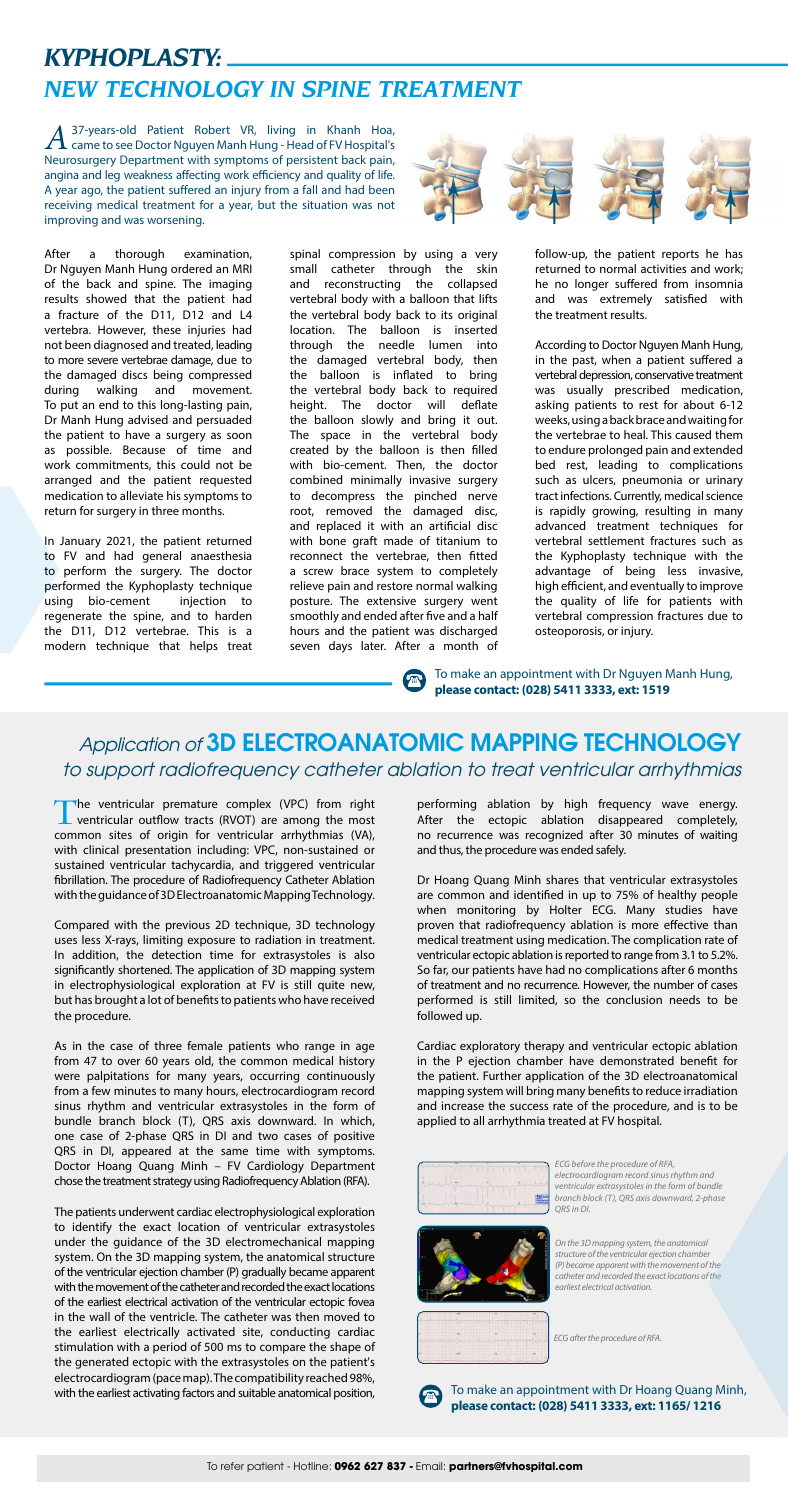# KYPHOPLASTY:

## NEW TECHNOLOGY IN SPINE TREATMENT

A 37-years-old Patient Robert VR, living in Khanh Hoa, came to see Doctor Nguyen Manh Hung - Head of FV Hospital's Neurosurgery Department with symptoms of persistent back pain, angina and leg weakness affecting work efficiency and quality of life. A year ago, the patient suffered an injury from a fall and had been receiving medical treatment for a year, but the situation was not improving and was worsening.

After a thorough examination, Dr Nguyen Manh Hung ordered an MRI of the back and spine. The imaging results showed that the patient had a fracture of the D11, D12 and L4 vertebra. However, these injuries had not been diagnosed and treated, leading to more severe vertebrae damage, due to the damaged discs being compressed during walking and movement. To put an end to this long-lasting pain, Dr Manh Hung advised and persuaded the patient to have a surgery as soon as possible. Because of time and work commitments, this could not be arranged and the patient requested medication to alleviate his symptoms to return for surgery in three months.

In January 2021, the patient returned to FV and had general anaesthesia to perform the surgery. The doctor performed the Kyphoplasty technique using bio-cement injection to regenerate the spine, and to harden the D11, D12 vertebrae. This is a modern technique that helps treat spinal compression by using a very small catheter through the skin and reconstructing the collapsed vertebral body with a balloon that lifts the vertebral body back to its original location. The balloon is inserted through the needle lumen into the damaged vertebral body, then the balloon is inflated to bring the vertebral body back to required height. The doctor will deflate the balloon slowly and bring it out. The space in the vertebral body created by the balloon is then filled with bio-cement. Then, the doctor combined minimally invasive surgery to decompress the pinched nerve root, removed the damaged disc, and replaced it with an artificial disc with bone graft made of titanium to reconnect the vertebrae, then fitted a screw brace system to completely relieve pain and restore normal walking posture. The extensive surgery went smoothly and ended after five and a half hours and the patient was discharged seven days later. After a month of follow-up, the patient reports he has returned to normal activities and work; he no longer suffered from insomnia and was extremely satisfied with the treatment results.

According to Doctor Nguyen Manh Hung, in the past, when a patient suffered a vertebral depression, conservative treatment was usually prescribed medication, asking patients to rest for about 6-12 weeks, using a back brace and waiting for the vertebrae to heal. This caused them to endure prolonged pain and extended bed rest, leading to complications such as ulcers, pneumonia or urinary tract infections. Currently, medical science is rapidly growing, resulting in many advanced treatment techniques for vertebral settlement fractures such as the Kyphoplasty technique with the advantage of being less invasive, high efficient, and eventually to improve the quality of life for patients with vertebral compression fractures due to osteoporosis, or injury.

To make an appointment with Dr Nguyen Manh Hung, **please contact: (028) 5411 3333, ext: 1519**

## *Application of* 3D ELECTROANATOMIC MAPPING TECHNOLOGY *to support radiofrequency catheter ablation to treat ventricular arrhythmias*

The ventricular premature complex (VPC) from right ventricular outflow tracts (RVOT) are among the most common sites of origin for ventricular arrhythmias (VA), with clinical presentation including: VPC, non-sustained or sustained ventricular tachycardia, and triggered ventricular fibrillation. The procedure of Radiofrequency Catheter Ablation with the guidance of 3D Electroanatomic Mapping Technology.

Compared with the previous 2D technique, 3D technology uses less X-rays, limiting exposure to radiation in treatment. In addition, the detection time for extrasystoles is also significantly shortened. The application of 3D mapping system in electrophysiological exploration at FV is still quite new, but has brought a lot of benefits to patients who have received the procedure.

As in the case of three female patients who range in age from 47 to over 60 years old, the common medical history were palpitations for many years, occurring continuously from a few minutes to many hours, electrocardiogram record sinus rhythm and ventricular extrasystoles in the form of bundle branch block (T), QRS axis downward. In which, one case of 2-phase QRS in DI and two cases of positive QRS in DI, appeared at the same time with symptoms. Doctor Hoang Quang Minh – FV Cardiology Department chose the treatment strategy using Radiofrequency Ablation (RFA).

The patients underwent cardiac electrophysiological exploration to identify the exact location of ventricular extrasystoles under the guidance of the 3D electromechanical mapping system. On the 3D mapping system, the anatomical structure of the ventricular ejection chamber (P) gradually became apparent with the movement of the catheter and recorded the exact locations of the earliest electrical activation of the ventricular ectopic fovea in the wall of the ventricle. The catheter was then moved to the earliest electrically activated site, conducting cardiac stimulation with a period of 500 ms to compare the shape of the generated ectopic with the extrasystoles on the patient's electrocardiogram (pace map). The compatibility reached 98%, with the earliest activating factors and suitable anatomical position, performing ablation by high frequency wave energy. After the ectopic ablation disappeared completely, no recurrence was recognized after 30 minutes of waiting and thus, the procedure was ended safely.

Dr Hoang Quang Minh shares that ventricular extrasystoles are common and identified in up to 75% of healthy people when monitoring by Holter ECG. Many studies have proven that radiofrequency ablation is more effective than medical treatment using medication. The complication rate of ventricular ectopic ablation is reported to range from 3.1 to 5.2%. So far, our patients have had no complications after 6 months of treatment and no recurrence. However, the number of cases performed is still limited, so the conclusion needs to be followed up.

Cardiac exploratory therapy and ventricular ectopic ablation in the P ejection chamber have demonstrated benefit for the patient. Further application of the 3D electroanatomical mapping system will bring many benefits to reduce irradiation and increase the success rate of the procedure, and is to be applied to all arrhythmia treated at FV hospital.

*ECG before the procedure of RFA, electrocardiogram record sinus rhythm and ventricular extrasystoles in the form of bundle branch block (T), QRS axis downward, 2-phase QRS in DI.*

*On the 3D mapping system, the anatomical structure of the ventricular ejection chamber (P) became apparent with the movement of the catheter and recorded the exact locations of the earliest electrical activation.*

*ECG after the procedure of RFA.*

To make an appointment with Dr Hoang Quang Minh, **please contact: (028) 5411 3333, ext: 1165/ 1216**

To refer patient - Hotline: **0962 627 837 -** Email: **partners@fvhospital.com**